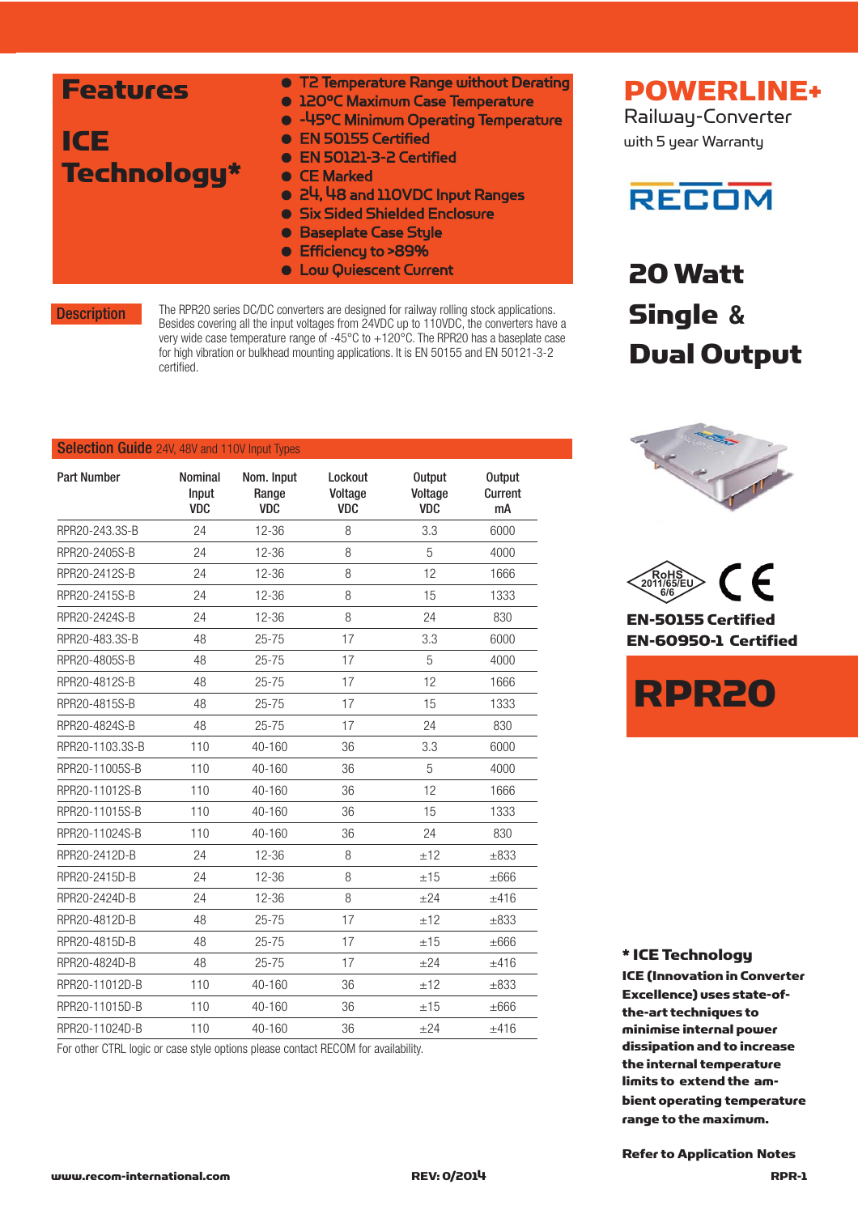# POWERLINE+

Railway-Converter

with 5 year Warranty

RECOM

## 20 Watt Single & Dual Output

## Features

### ICE Technology*

- T2 Temperature Range without Derating
- 120°C Maximum Case Temperature
- -45°C Minimum Operating Temperature
- EN 50155 Certified
- EN 50121-3-2 Certified
- CE Marked
- 24, 48 and 110VDC Input Ranges
- Six Sided Shielded Enclosure
- Baseplate Case Style
- Efficiency to >89%
- Low Quiescent Current

## Description

The RPR20 series DC/DC converters are designed for railway rolling stock applications. Besides covering all the input voltages from 24VDC up to 110VDC, the converters have a very wide case temperature range of -45°C to +120°C. The RPR20 has a baseplate case for high vibration or bulkhead mounting applications. It is EN 50155 and EN 50121-3-2 certified.

RoHS 2011/65/EU 6/6

CE

**EN-50155 Certified**

**EN-60950-1 Certified**

# RPR20

## Selection Guide 24V, 48V and 110V Input Types

| Part Number | Nominal Input VDC | Nom. Input Range VDC | Lockout Voltage VDC | Output Voltage VDC | Output Current mA |
|---|---|---|---|---|---|
| RPR20-243.3S-B | 24 | 12-36 | 8 | 3.3 | 6000 |
| RPR20-2405S-B | 24 | 12-36 | 8 | 5 | 4000 |
| RPR20-2412S-B | 24 | 12-36 | 8 | 12 | 1666 |
| RPR20-2415S-B | 24 | 12-36 | 8 | 15 | 1333 |
| RPR20-2424S-B | 24 | 12-36 | 8 | 24 | 830 |
| RPR20-483.3S-B | 48 | 25-75 | 17 | 3.3 | 6000 |
| RPR20-4805S-B | 48 | 25-75 | 17 | 5 | 4000 |
| RPR20-4812S-B | 48 | 25-75 | 17 | 12 | 1666 |
| RPR20-4815S-B | 48 | 25-75 | 17 | 15 | 1333 |
| RPR20-4824S-B | 48 | 25-75 | 17 | 24 | 830 |
| RPR20-1103.3S-B | 110 | 40-160 | 36 | 3.3 | 6000 |
| RPR20-11005S-B | 110 | 40-160 | 36 | 5 | 4000 |
| RPR20-11012S-B | 110 | 40-160 | 36 | 12 | 1666 |
| RPR20-11015S-B | 110 | 40-160 | 36 | 15 | 1333 |
| RPR20-11024S-B | 110 | 40-160 | 36 | 24 | 830 |
| RPR20-2412D-B | 24 | 12-36 | 8 | ±12 | ±833 |
| RPR20-2415D-B | 24 | 12-36 | 8 | ±15 | ±666 |
| RPR20-2424D-B | 24 | 12-36 | 8 | ±24 | ±416 |
| RPR20-4812D-B | 48 | 25-75 | 17 | ±12 | ±833 |
| RPR20-4815D-B | 48 | 25-75 | 17 | ±15 | ±666 |
| RPR20-4824D-B | 48 | 25-75 | 17 | ±24 | ±416 |
| RPR20-11012D-B | 110 | 40-160 | 36 | ±12 | ±833 |
| RPR20-11015D-B | 110 | 40-160 | 36 | ±15 | ±666 |
| RPR20-11024D-B | 110 | 40-160 | 36 | ±24 | ±416 |

For other CTRL logic or case style options please contact RECOM for availability.

**\* ICE Technology**

**ICE (Innovation in Converter Excellence) uses state-of-the-art techniques to minimise internal power dissipation and to increase the internal temperature limits to extend the ambient operating temperature range to the maximum.**

**Refer to Application Notes**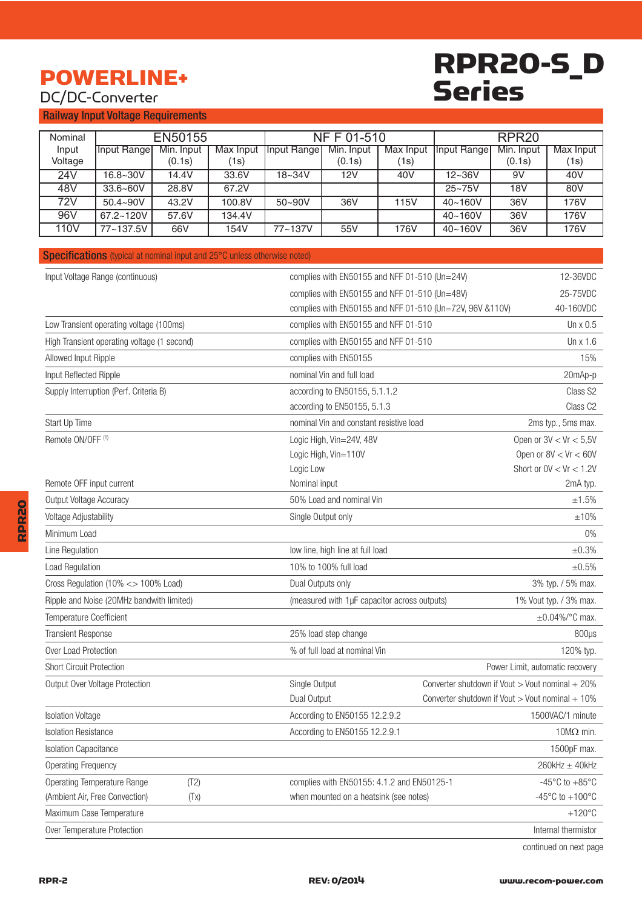# POWERLINE+

DC/DC-Converter

# RPR20-S_D Series

## Railway Input Voltage Requirements

| Nominal Input Voltage | EN50155 | | | NF F 01-510 | | | RPR20 | | |
|---|---|---|---|---|---|---|---|---|---|
| | Input Range | Min. Input (0.1s) | Max Input (1s) | Input Range | Min. Input (0.1s) | Max Input (1s) | Input Range | Min. Input (0.1s) | Max Input (1s) |
| 24V | 16.8~30V | 14.4V | 33.6V | 18~34V | 12V | 40V | 12~36V | 9V | 40V |
| 48V | 33.6~60V | 28.8V | 67.2V | | | | 25~75V | 18V | 80V |
| 72V | 50.4~90V | 43.2V | 100.8V | 50~90V | 36V | 115V | 40~160V | 36V | 176V |
| 96V | 67.2~120V | 57.6V | 134.4V | | | | 40~160V | 36V | 176V |
| 110V | 77~137.5V | 66V | 154V | 77~137V | 55V | 176V | 40~160V | 36V | 176V |

## Specifications (typical at nominal input and 25°C unless otherwise noted)

| Parameter | Condition | Value |
|---|---|---|
| Input Voltage Range (continuous) | complies with EN50155 and NFF 01-510 (Un=24V) | 12-36VDC |
| | complies with EN50155 and NFF 01-510 (Un=48V) | 25-75VDC |
| | complies with EN50155 and NFF 01-510 (Un=72V, 96V &110V) | 40-160VDC |
| Low Transient operating voltage (100ms) | complies with EN50155 and NFF 01-510 | Un x 0.5 |
| High Transient operating voltage (1 second) | complies with EN50155 and NFF 01-510 | Un x 1.6 |
| Allowed Input Ripple | complies with EN50155 | 15% |
| Input Reflected Ripple | nominal Vin and full load | 20mAp-p |
| Supply Interruption (Perf. Criteria B) | according to EN50155, 5.1.1.2 | Class S2 |
| | according to EN50155, 5.1.3 | Class C2 |
| Start Up Time | nominal Vin and constant resistive load | 2ms typ., 5ms max. |
| Remote ON/OFF (1) | Logic High, Vin=24V, 48V | Open or 3V < Vr < 5,5V |
| | Logic High, Vin=110V | Open or 8V < Vr < 60V |
| | Logic Low | Short or 0V < Vr < 1.2V |
| Remote OFF input current | Nominal input | 2mA typ. |
| Output Voltage Accuracy | 50% Load and nominal Vin | ±1.5% |
| Voltage Adjustability | Single Output only | ±10% |
| Minimum Load | | 0% |
| Line Regulation | low line, high line at full load | ±0.3% |
| Load Regulation | 10% to 100% full load | ±0.5% |
| Cross Regulation (10% <> 100% Load) | Dual Outputs only | 3% typ. / 5% max. |
| Ripple and Noise (20MHz bandwith limited) | (measured with 1µF capacitor across outputs) | 1% Vout typ. / 3% max. |
| Temperature Coefficient | | ±0.04%/°C max. |
| Transient Response | 25% load step change | 800µs |
| Over Load Protection | % of full load at nominal Vin | 120% typ. |
| Short Circuit Protection | | Power Limit, automatic recovery |
| Output Over Voltage Protection | Single Output | Converter shutdown if Vout > Vout nominal + 20% |
| | Dual Output | Converter shutdown if Vout > Vout nominal + 10% |
| Isolation Voltage | According to EN50155 12.2.9.2 | 1500VAC/1 minute |
| Isolation Resistance | According to EN50155 12.2.9.1 | 10MΩ min. |
| Isolation Capacitance | | 1500pF max. |
| Operating Frequency | | 260kHz ± 40kHz |
| Operating Temperature Range (T2) | complies with EN50155: 4.1.2 and EN50125-1 | -45°C to +85°C |
| (Ambient Air, Free Convection) (Tx) | when mounted on a heatsink (see notes) | -45°C to +100°C |
| Maximum Case Temperature | | +120°C |
| Over Temperature Protection | | Internal thermistor |

continued on next page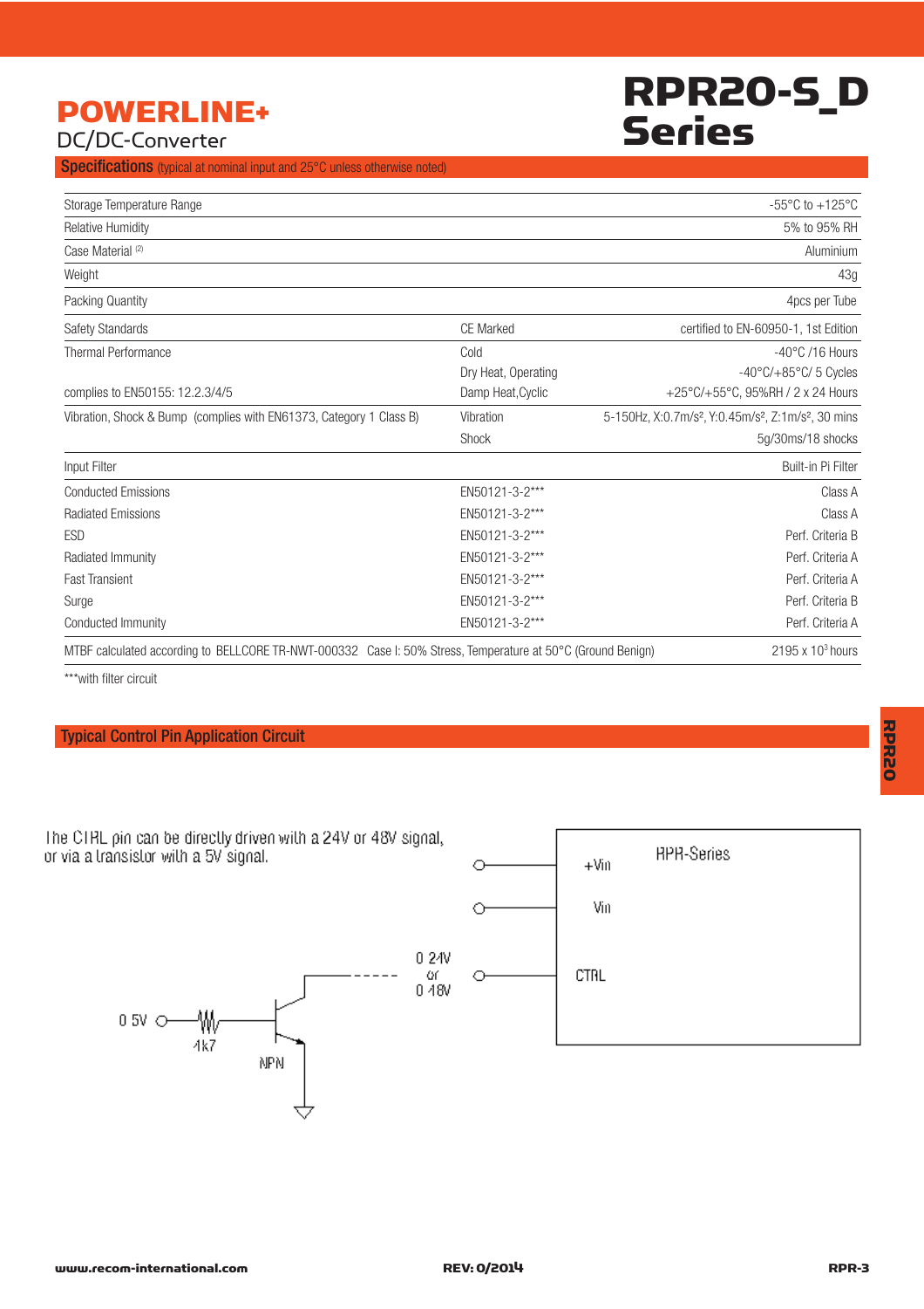# POWERLINE+

DC/DC-Converter

# RPR20-S_D Series

## Specifications (typical at nominal input and 25°C unless otherwise noted)

| | | |
|---|---|---|
| Storage Temperature Range | | -55°C to +125°C |
| Relative Humidity | | 5% to 95% RH |
| Case Material (2) | | Aluminium |
| Weight | | 43g |
| Packing Quantity | | 4pcs per Tube |
| Safety Standards | CE Marked | certified to EN-60950-1, 1st Edition |
| Thermal Performance | Cold | -40°C /16 Hours |
| | Dry Heat, Operating | -40°C/+85°C/ 5 Cycles |
| complies to EN50155: 12.2.3/4/5 | Damp Heat,Cyclic | +25°C/+55°C, 95%RH / 2 x 24 Hours |
| Vibration, Shock & Bump (complies with EN61373, Category 1 Class B) | Vibration | 5-150Hz, X:0.7m/s², Y:0.45m/s², Z:1m/s², 30 mins |
| | Shock | 5g/30ms/18 shocks |
| Input Filter | | Built-in Pi Filter |
| Conducted Emissions | EN50121-3-2*** | Class A |
| Radiated Emissions | EN50121-3-2*** | Class A |
| ESD | EN50121-3-2*** | Perf. Criteria B |
| Radiated Immunity | EN50121-3-2*** | Perf. Criteria A |
| Fast Transient | EN50121-3-2*** | Perf. Criteria A |
| Surge | EN50121-3-2*** | Perf. Criteria B |
| Conducted Immunity | EN50121-3-2*** | Perf. Criteria A |
| MTBF calculated according to BELLCORE TR-NWT-000332 Case I: 50% Stress, Temperature at 50°C (Ground Benign) | | 2195 x $10^3$ hours |

***with filter circuit

## Typical Control Pin Application Circuit

The CTRL pin can be directly driven with a 24V or 48V signal, or via a transistor with a 5V signal.

+Vin, Vin, CTRL — RPR-Series; 0 24V or 0 48V; 0 5V, 4k7, NPN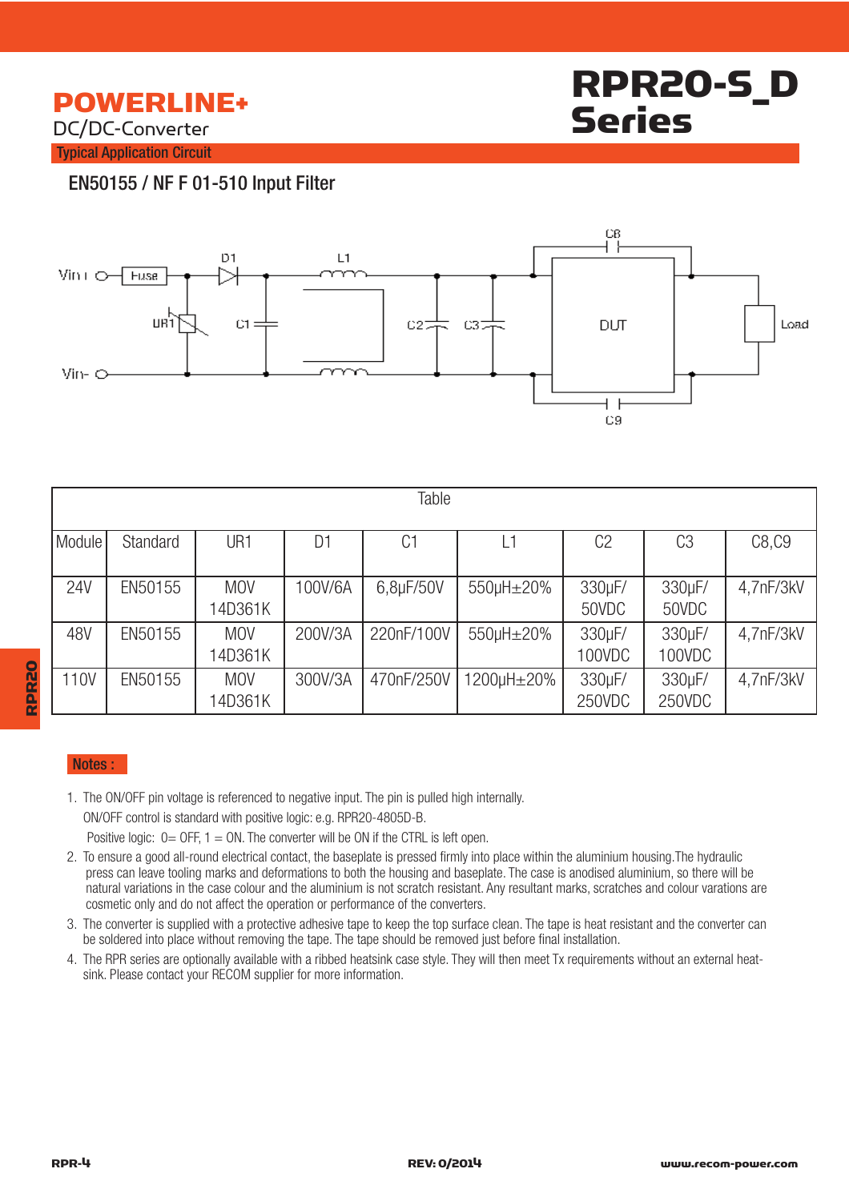# POWERLINE+

DC/DC-Converter

# RPR20-S_D Series

## Typical Application Circuit

### EN50155 / NF F 01-510 Input Filter

| Table | | | | | | | | |
|---|---|---|---|---|---|---|---|---|
| Module | Standard | UR1 | D1 | C1 | L1 | C2 | C3 | C8,C9 |
| 24V | EN50155 | MOV 14D361K | 100V/6A | 6,8µF/50V | 550µH±20% | 330µF/ 50VDC | 330µF/ 50VDC | 4,7nF/3kV |
| 48V | EN50155 | MOV 14D361K | 200V/3A | 220nF/100V | 550µH±20% | 330µF/ 100VDC | 330µF/ 100VDC | 4,7nF/3kV |
| 110V | EN50155 | MOV 14D361K | 300V/3A | 470nF/250V | 1200µH±20% | 330µF/ 250VDC | 330µF/ 250VDC | 4,7nF/3kV |

**Notes :**

1. The ON/OFF pin voltage is referenced to negative input. The pin is pulled high internally.
   ON/OFF control is standard with positive logic: e.g. RPR20-4805D-B.
   Positive logic: 0= OFF, 1 = ON. The converter will be ON if the CTRL is left open.
2. To ensure a good all-round electrical contact, the baseplate is pressed firmly into place within the aluminium housing.The hydraulic press can leave tooling marks and deformations to both the housing and baseplate. The case is anodised aluminium, so there will be natural variations in the case colour and the aluminium is not scratch resistant. Any resultant marks, scratches and colour varations are cosmetic only and do not affect the operation or performance of the converters.
3. The converter is supplied with a protective adhesive tape to keep the top surface clean. The tape is heat resistant and the converter can be soldered into place without removing the tape. The tape should be removed just before final installation.
4. The RPR series are optionally available with a ribbed heatsink case style. They will then meet Tx requirements without an external heat-sink. Please contact your RECOM supplier for more information.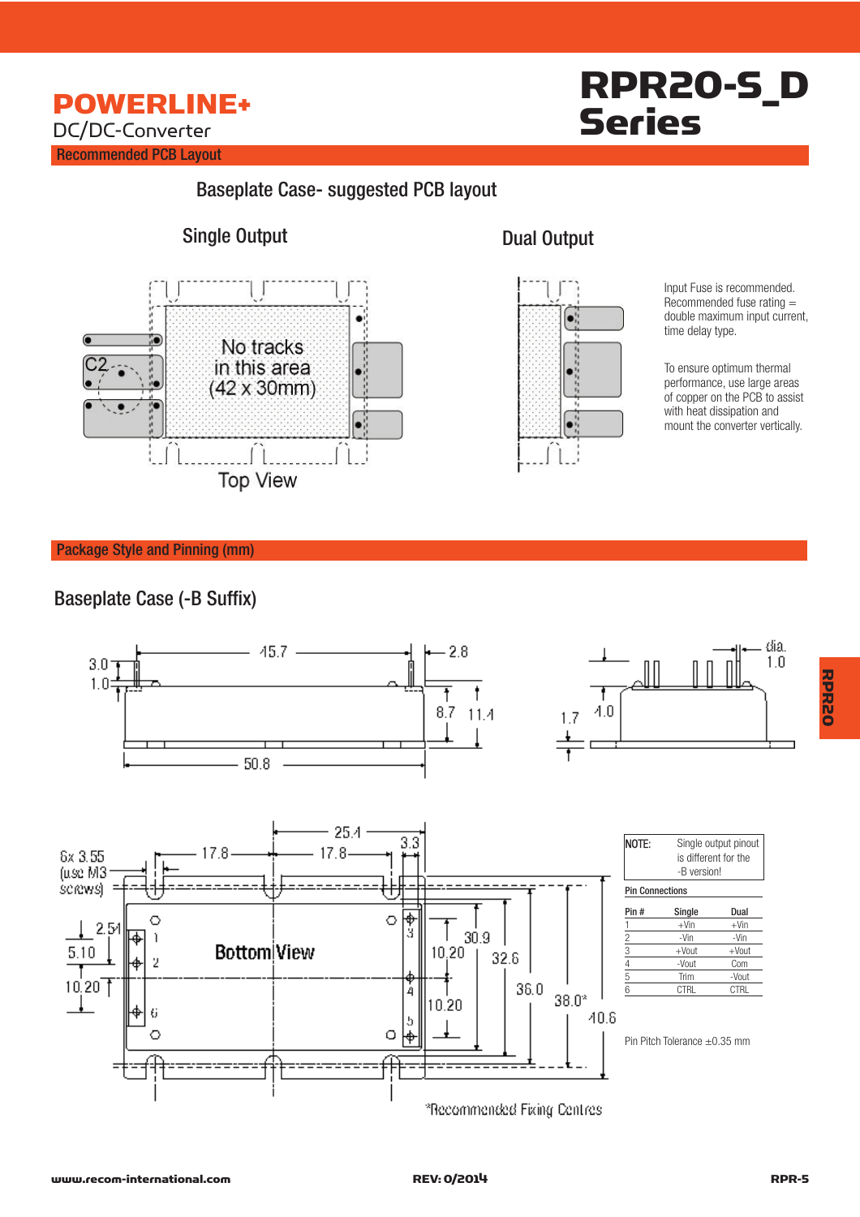# POWERLINE+

DC/DC-Converter

# RPR20-S_D Series

## Recommended PCB Layout

### Baseplate Case- suggested PCB layout

Single Output

No tracks in this area (42 x 30mm)

C2

Top View

Dual Output

Input Fuse is recommended. Recommended fuse rating = double maximum input current, time delay type.

To ensure optimum thermal performance, use large areas of copper on the PCB to assist with heat dissipation and mount the converter vertically.

## Package Style and Pinning (mm)

### Baseplate Case (-B Suffix)

3.0, 1.0, 45.7, 2.8, 8.7, 11.4, 50.8, 1.7, 4.0, dia. 1.0

6x 3.55 (use M3 screws), 17.8, 17.8, 25.4, 3.3, 2.54, 5.10, 10.20, 10.20, 10.20, 30.9, 32.6, 36.0, 38.0*, 40.6

Bottom View

*Recommended Fixing Centres

NOTE: Single output pinout is different for the -B version!

Pin Connections

| Pin # | Single | Dual |
|---|---|---|
| 1 | +Vin | +Vin |
| 2 | -Vin | -Vin |
| 3 | +Vout | +Vout |
| 4 | -Vout | Com |
| 5 | Trim | -Vout |
| 6 | CTRL | CTRL |

Pin Pitch Tolerance ±0.35 mm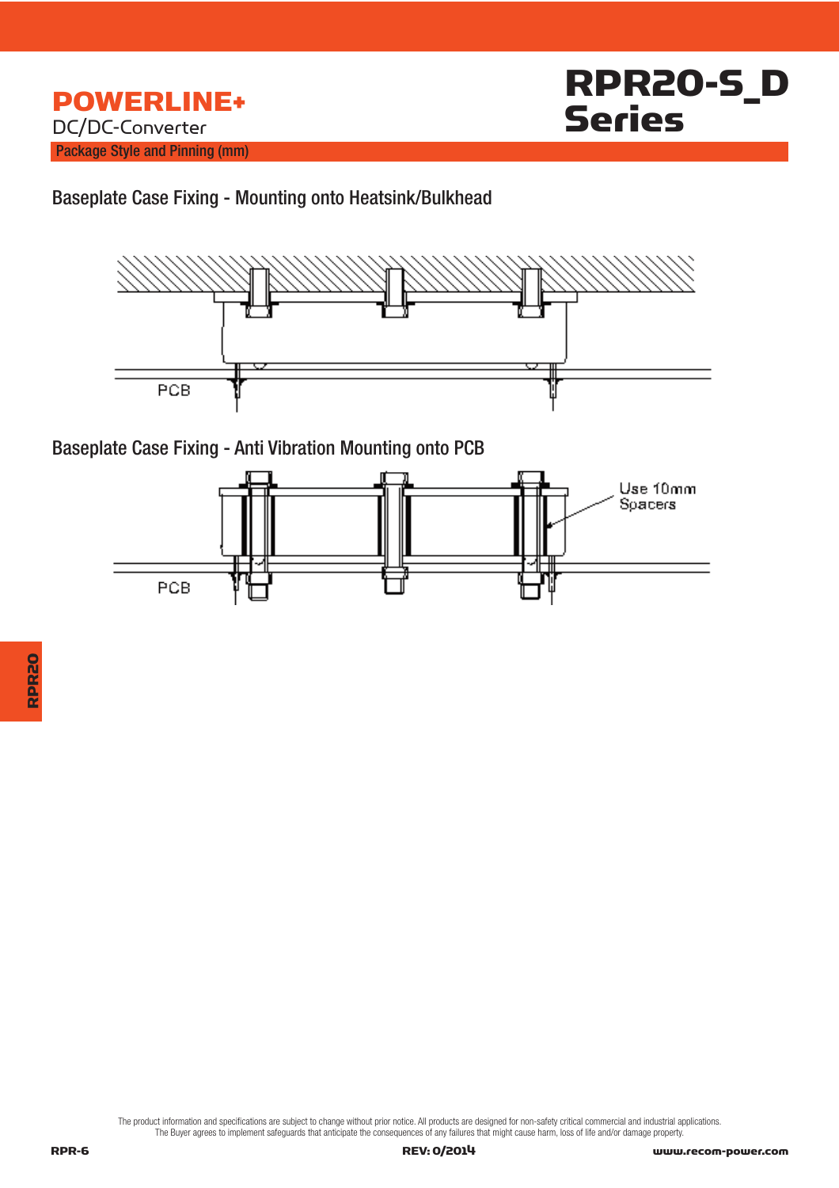## Package Style and Pinning (mm)

### Baseplate Case Fixing - Mounting onto Heatsink/Bulkhead

PCB

### Baseplate Case Fixing - Anti Vibration Mounting onto PCB

Use 10mm Spacers

PCB

The product information and specifications are subject to change without prior notice. All products are designed for non-safety critical commercial and industrial applications. The Buyer agrees to implement safeguards that anticipate the consequences of any failures that might cause harm, loss of life and/or damage property.